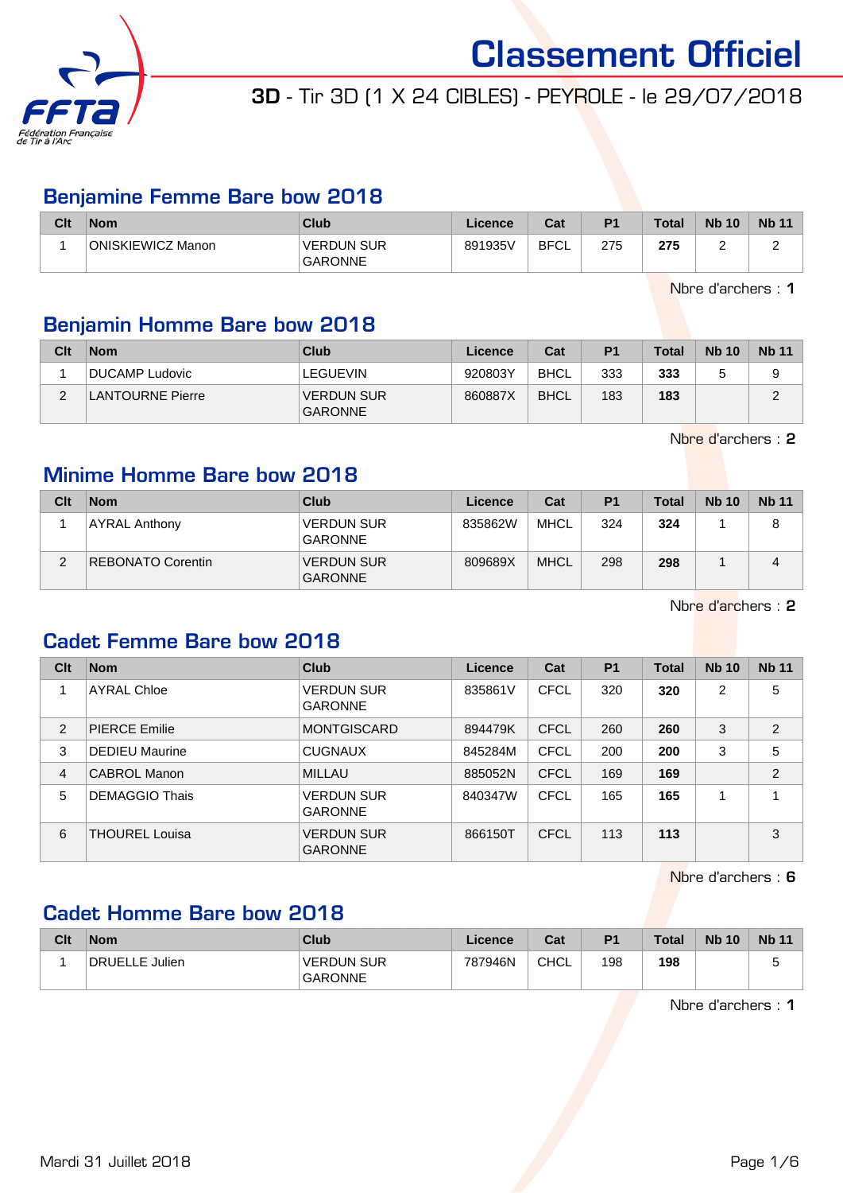# Classement Officiel

## 3D - Tir 3D (1 X 24 CIBLES) - PEYROLE - le 29/07/2018

### Benjamine Femme Bare bow 2018

| Clt | Nom | Club | Licence | Cat | P1 | Total | Nb 10 | Nb 11 |
|---|---|---|---|---|---|---|---|---|
| 1 | ONISKIEWICZ Manon | VERDUN SUR GARONNE | 891935V | BFCL | 275 | **275** | 2 | 2 |

Nbre d'archers : **1**

### Benjamin Homme Bare bow 2018

| Clt | Nom | Club | Licence | Cat | P1 | Total | Nb 10 | Nb 11 |
|---|---|---|---|---|---|---|---|---|
| 1 | DUCAMP Ludovic | LEGUEVIN | 920803Y | BHCL | 333 | **333** | 5 | 9 |
| 2 | LANTOURNE Pierre | VERDUN SUR GARONNE | 860887X | BHCL | 183 | **183** | | 2 |

Nbre d'archers : **2**

### Minime Homme Bare bow 2018

| Clt | Nom | Club | Licence | Cat | P1 | Total | Nb 10 | Nb 11 |
|---|---|---|---|---|---|---|---|---|
| 1 | AYRAL Anthony | VERDUN SUR GARONNE | 835862W | MHCL | 324 | **324** | 1 | 8 |
| 2 | REBONATO Corentin | VERDUN SUR GARONNE | 809689X | MHCL | 298 | **298** | 1 | 4 |

Nbre d'archers : **2**

### Cadet Femme Bare bow 2018

| Clt | Nom | Club | Licence | Cat | P1 | Total | Nb 10 | Nb 11 |
|---|---|---|---|---|---|---|---|---|
| 1 | AYRAL Chloe | VERDUN SUR GARONNE | 835861V | CFCL | 320 | **320** | 2 | 5 |
| 2 | PIERCE Emilie | MONTGISCARD | 894479K | CFCL | 260 | **260** | 3 | 2 |
| 3 | DEDIEU Maurine | CUGNAUX | 845284M | CFCL | 200 | **200** | 3 | 5 |
| 4 | CABROL Manon | MILLAU | 885052N | CFCL | 169 | **169** | | 2 |
| 5 | DEMAGGIO Thais | VERDUN SUR GARONNE | 840347W | CFCL | 165 | **165** | 1 | 1 |
| 6 | THOUREL Louisa | VERDUN SUR GARONNE | 866150T | CFCL | 113 | **113** | | 3 |

Nbre d'archers : **6**

### Cadet Homme Bare bow 2018

| Clt | Nom | Club | Licence | Cat | P1 | Total | Nb 10 | Nb 11 |
|---|---|---|---|---|---|---|---|---|
| 1 | DRUELLE Julien | VERDUN SUR GARONNE | 787946N | CHCL | 198 | **198** | | 5 |

Nbre d'archers : **1**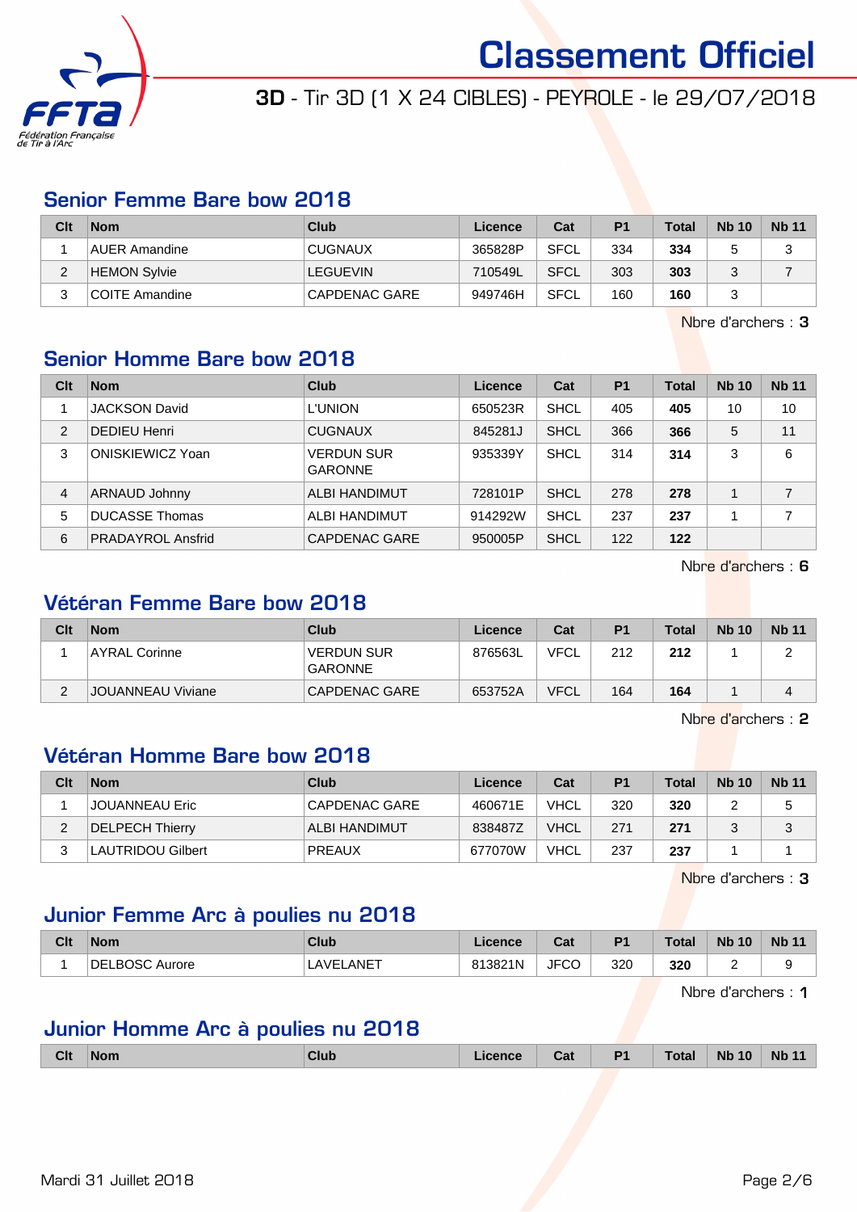# Classement Officiel

**3D** - Tir 3D (1 X 24 CIBLES) - PEYROLE - le 29/07/2018

## Senior Femme Bare bow 2018

| Clt | Nom | Club | Licence | Cat | P1 | Total | Nb 10 | Nb 11 |
|---|---|---|---|---|---|---|---|---|
| 1 | AUER Amandine | CUGNAUX | 365828P | SFCL | 334 | **334** | 5 | 3 |
| 2 | HEMON Sylvie | LEGUEVIN | 710549L | SFCL | 303 | **303** | 3 | 7 |
| 3 | COITE Amandine | CAPDENAC GARE | 949746H | SFCL | 160 | **160** | 3 | |

Nbre d'archers : **3**

## Senior Homme Bare bow 2018

| Clt | Nom | Club | Licence | Cat | P1 | Total | Nb 10 | Nb 11 |
|---|---|---|---|---|---|---|---|---|
| 1 | JACKSON David | L'UNION | 650523R | SHCL | 405 | **405** | 10 | 10 |
| 2 | DEDIEU Henri | CUGNAUX | 845281J | SHCL | 366 | **366** | 5 | 11 |
| 3 | ONISKIEWICZ Yoan | VERDUN SUR GARONNE | 935339Y | SHCL | 314 | **314** | 3 | 6 |
| 4 | ARNAUD Johnny | ALBI HANDIMUT | 728101P | SHCL | 278 | **278** | 1 | 7 |
| 5 | DUCASSE Thomas | ALBI HANDIMUT | 914292W | SHCL | 237 | **237** | 1 | 7 |
| 6 | PRADAYROL Ansfrid | CAPDENAC GARE | 950005P | SHCL | 122 | **122** | | |

Nbre d'archers : **6**

## Vétéran Femme Bare bow 2018

| Clt | Nom | Club | Licence | Cat | P1 | Total | Nb 10 | Nb 11 |
|---|---|---|---|---|---|---|---|---|
| 1 | AYRAL Corinne | VERDUN SUR GARONNE | 876563L | VFCL | 212 | **212** | 1 | 2 |
| 2 | JOUANNEAU Viviane | CAPDENAC GARE | 653752A | VFCL | 164 | **164** | 1 | 4 |

Nbre d'archers : **2**

## Vétéran Homme Bare bow 2018

| Clt | Nom | Club | Licence | Cat | P1 | Total | Nb 10 | Nb 11 |
|---|---|---|---|---|---|---|---|---|
| 1 | JOUANNEAU Eric | CAPDENAC GARE | 460671E | VHCL | 320 | **320** | 2 | 5 |
| 2 | DELPECH Thierry | ALBI HANDIMUT | 838487Z | VHCL | 271 | **271** | 3 | 3 |
| 3 | LAUTRIDOU Gilbert | PREAUX | 677070W | VHCL | 237 | **237** | 1 | 1 |

Nbre d'archers : **3**

## Junior Femme Arc à poulies nu 2018

| Clt | Nom | Club | Licence | Cat | P1 | Total | Nb 10 | Nb 11 |
|---|---|---|---|---|---|---|---|---|
| 1 | DELBOSC Aurore | LAVELANET | 813821N | JFCO | 320 | **320** | 2 | 9 |

Nbre d'archers : **1**

## Junior Homme Arc à poulies nu 2018

| Clt | Nom | Club | Licence | Cat | P1 | Total | Nb 10 | Nb 11 |
|---|---|---|---|---|---|---|---|---|

Mardi 31 Juillet 2018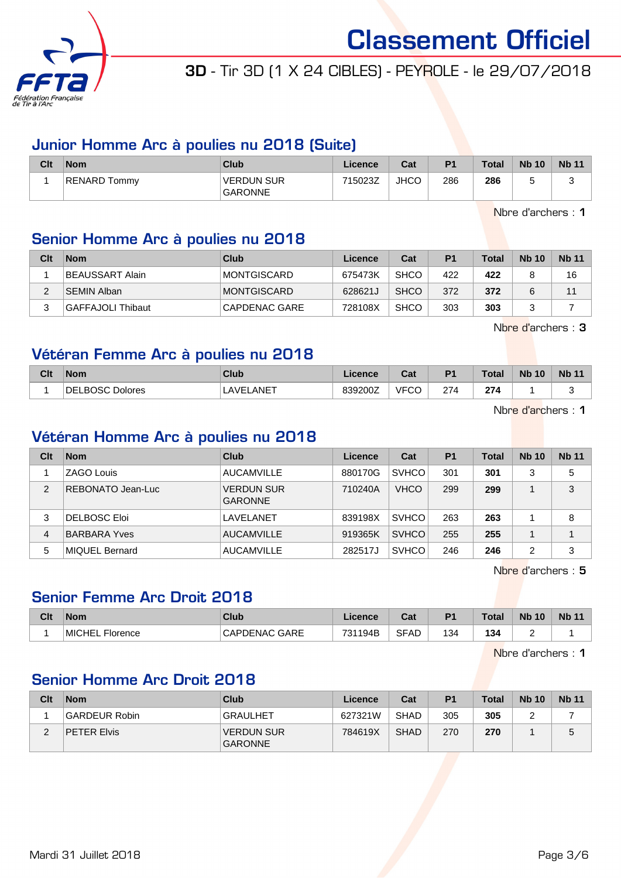# Classement Officiel

**3D** - Tir 3D (1 X 24 CIBLES) - PEYROLE - le 29/07/2018

## Junior Homme Arc à poulies nu 2018 (Suite)

| Clt | Nom | Club | Licence | Cat | P1 | Total | Nb 10 | Nb 11 |
|---|---|---|---|---|---|---|---|---|
| 1 | RENARD Tommy | VERDUN SUR GARONNE | 715023Z | JHCO | 286 | **286** | 5 | 3 |

Nbre d'archers : **1**

## Senior Homme Arc à poulies nu 2018

| Clt | Nom | Club | Licence | Cat | P1 | Total | Nb 10 | Nb 11 |
|---|---|---|---|---|---|---|---|---|
| 1 | BEAUSSART Alain | MONTGISCARD | 675473K | SHCO | 422 | **422** | 8 | 16 |
| 2 | SEMIN Alban | MONTGISCARD | 628621J | SHCO | 372 | **372** | 6 | 11 |
| 3 | GAFFAJOLI Thibaut | CAPDENAC GARE | 728108X | SHCO | 303 | **303** | 3 | 7 |

Nbre d'archers : **3**

## Vétéran Femme Arc à poulies nu 2018

| Clt | Nom | Club | Licence | Cat | P1 | Total | Nb 10 | Nb 11 |
|---|---|---|---|---|---|---|---|---|
| 1 | DELBOSC Dolores | LAVELANET | 839200Z | VFCO | 274 | **274** | 1 | 3 |

Nbre d'archers : **1**

## Vétéran Homme Arc à poulies nu 2018

| Clt | Nom | Club | Licence | Cat | P1 | Total | Nb 10 | Nb 11 |
|---|---|---|---|---|---|---|---|---|
| 1 | ZAGO Louis | AUCAMVILLE | 880170G | SVHCO | 301 | **301** | 3 | 5 |
| 2 | REBONATO Jean-Luc | VERDUN SUR GARONNE | 710240A | VHCO | 299 | **299** | 1 | 3 |
| 3 | DELBOSC Eloi | LAVELANET | 839198X | SVHCO | 263 | **263** | 1 | 8 |
| 4 | BARBARA Yves | AUCAMVILLE | 919365K | SVHCO | 255 | **255** | 1 | 1 |
| 5 | MIQUEL Bernard | AUCAMVILLE | 282517J | SVHCO | 246 | **246** | 2 | 3 |

Nbre d'archers : **5**

## Senior Femme Arc Droit 2018

| Clt | Nom | Club | Licence | Cat | P1 | Total | Nb 10 | Nb 11 |
|---|---|---|---|---|---|---|---|---|
| 1 | MICHEL Florence | CAPDENAC GARE | 731194B | SFAD | 134 | **134** | 2 | 1 |

Nbre d'archers : **1**

## Senior Homme Arc Droit 2018

| Clt | Nom | Club | Licence | Cat | P1 | Total | Nb 10 | Nb 11 |
|---|---|---|---|---|---|---|---|---|
| 1 | GARDEUR Robin | GRAULHET | 627321W | SHAD | 305 | **305** | 2 | 7 |
| 2 | PETER Elvis | VERDUN SUR GARONNE | 784619X | SHAD | 270 | **270** | 1 | 5 |

Mardi 31 Juillet 2018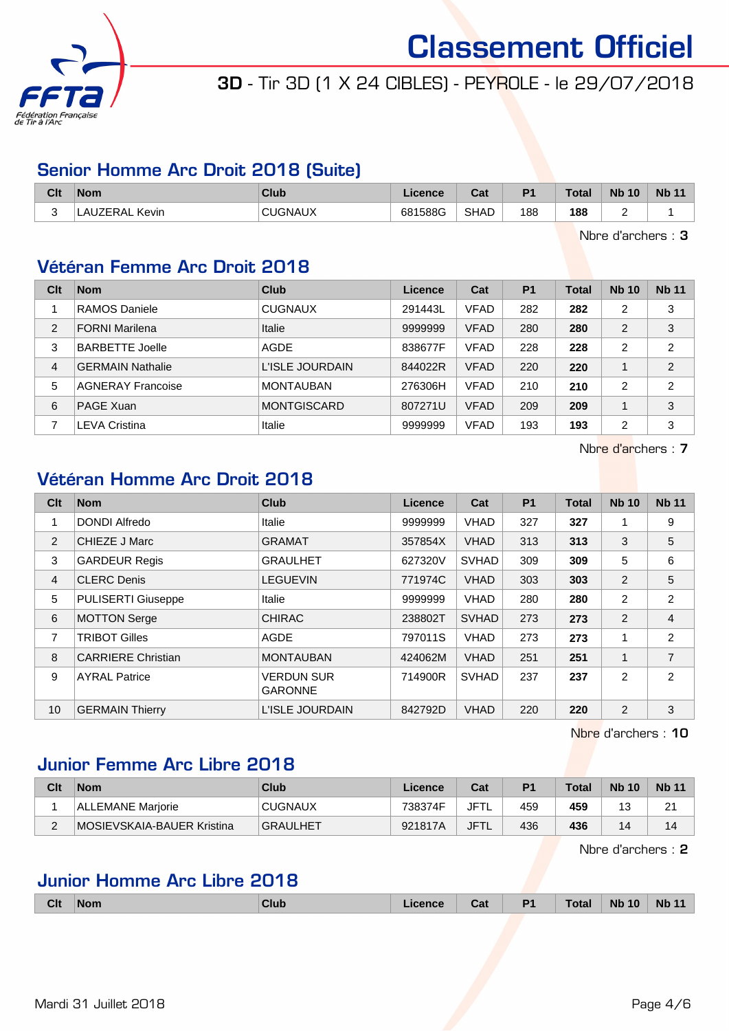# Classement Officiel

**3D** - Tir 3D (1 X 24 CIBLES) - PEYROLE - le 29/07/2018

## Senior Homme Arc Droit 2018 (Suite)

| Clt | Nom | Club | Licence | Cat | P1 | Total | Nb 10 | Nb 11 |
|---|---|---|---|---|---|---|---|---|
| 3 | LAUZERAL Kevin | CUGNAUX | 681588G | SHAD | 188 | **188** | 2 | 1 |

Nbre d'archers : **3**

## Vétéran Femme Arc Droit 2018

| Clt | Nom | Club | Licence | Cat | P1 | Total | Nb 10 | Nb 11 |
|---|---|---|---|---|---|---|---|---|
| 1 | RAMOS Daniele | CUGNAUX | 291443L | VFAD | 282 | **282** | 2 | 3 |
| 2 | FORNI Marilena | Italie | 9999999 | VFAD | 280 | **280** | 2 | 3 |
| 3 | BARBETTE Joelle | AGDE | 838677F | VFAD | 228 | **228** | 2 | 2 |
| 4 | GERMAIN Nathalie | L'ISLE JOURDAIN | 844022R | VFAD | 220 | **220** | 1 | 2 |
| 5 | AGNERAY Francoise | MONTAUBAN | 276306H | VFAD | 210 | **210** | 2 | 2 |
| 6 | PAGE Xuan | MONTGISCARD | 807271U | VFAD | 209 | **209** | 1 | 3 |
| 7 | LEVA Cristina | Italie | 9999999 | VFAD | 193 | **193** | 2 | 3 |

Nbre d'archers : **7**

## Vétéran Homme Arc Droit 2018

| Clt | Nom | Club | Licence | Cat | P1 | Total | Nb 10 | Nb 11 |
|---|---|---|---|---|---|---|---|---|
| 1 | DONDI Alfredo | Italie | 9999999 | VHAD | 327 | **327** | 1 | 9 |
| 2 | CHIEZE J Marc | GRAMAT | 357854X | VHAD | 313 | **313** | 3 | 5 |
| 3 | GARDEUR Regis | GRAULHET | 627320V | SVHAD | 309 | **309** | 5 | 6 |
| 4 | CLERC Denis | LEGUEVIN | 771974C | VHAD | 303 | **303** | 2 | 5 |
| 5 | PULISERTI Giuseppe | Italie | 9999999 | VHAD | 280 | **280** | 2 | 2 |
| 6 | MOTTON Serge | CHIRAC | 238802T | SVHAD | 273 | **273** | 2 | 4 |
| 7 | TRIBOT Gilles | AGDE | 797011S | VHAD | 273 | **273** | 1 | 2 |
| 8 | CARRIERE Christian | MONTAUBAN | 424062M | VHAD | 251 | **251** | 1 | 7 |
| 9 | AYRAL Patrice | VERDUN SUR GARONNE | 714900R | SVHAD | 237 | **237** | 2 | 2 |
| 10 | GERMAIN Thierry | L'ISLE JOURDAIN | 842792D | VHAD | 220 | **220** | 2 | 3 |

Nbre d'archers : **10**

## Junior Femme Arc Libre 2018

| Clt | Nom | Club | Licence | Cat | P1 | Total | Nb 10 | Nb 11 |
|---|---|---|---|---|---|---|---|---|
| 1 | ALLEMANE Marjorie | CUGNAUX | 738374F | JFTL | 459 | **459** | 13 | 21 |
| 2 | MOSIEVSKAIA-BAUER Kristina | GRAULHET | 921817A | JFTL | 436 | **436** | 14 | 14 |

Nbre d'archers : **2**

## Junior Homme Arc Libre 2018

| Clt | Nom | Club | Licence | Cat | P1 | Total | Nb 10 | Nb 11 |
|---|---|---|---|---|---|---|---|---|

Mardi 31 Juillet 2018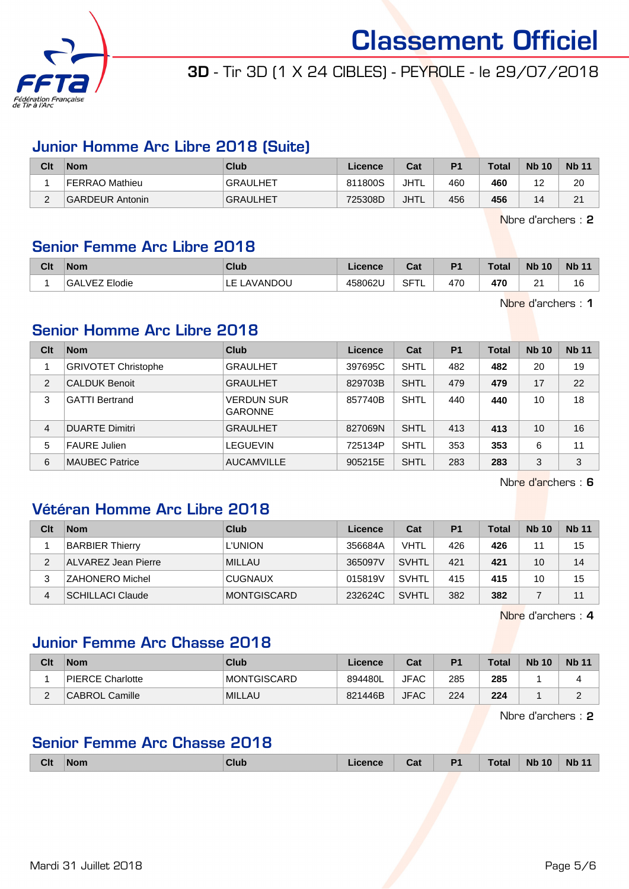# Classement Officiel

**3D** - Tir 3D (1 X 24 CIBLES) - PEYROLE - le 29/07/2018

## Junior Homme Arc Libre 2018 (Suite)

| Clt | Nom | Club | Licence | Cat | P1 | Total | Nb 10 | Nb 11 |
|---|---|---|---|---|---|---|---|---|
| 1 | FERRAO Mathieu | GRAULHET | 811800S | JHTL | 460 | **460** | 12 | 20 |
| 2 | GARDEUR Antonin | GRAULHET | 725308D | JHTL | 456 | **456** | 14 | 21 |

Nbre d'archers : **2**

## Senior Femme Arc Libre 2018

| Clt | Nom | Club | Licence | Cat | P1 | Total | Nb 10 | Nb 11 |
|---|---|---|---|---|---|---|---|---|
| 1 | GALVEZ Elodie | LE LAVANDOU | 458062U | SFTL | 470 | **470** | 21 | 16 |

Nbre d'archers : **1**

## Senior Homme Arc Libre 2018

| Clt | Nom | Club | Licence | Cat | P1 | Total | Nb 10 | Nb 11 |
|---|---|---|---|---|---|---|---|---|
| 1 | GRIVOTET Christophe | GRAULHET | 397695C | SHTL | 482 | **482** | 20 | 19 |
| 2 | CALDUK Benoit | GRAULHET | 829703B | SHTL | 479 | **479** | 17 | 22 |
| 3 | GATTI Bertrand | VERDUN SUR GARONNE | 857740B | SHTL | 440 | **440** | 10 | 18 |
| 4 | DUARTE Dimitri | GRAULHET | 827069N | SHTL | 413 | **413** | 10 | 16 |
| 5 | FAURE Julien | LEGUEVIN | 725134P | SHTL | 353 | **353** | 6 | 11 |
| 6 | MAUBEC Patrice | AUCAMVILLE | 905215E | SHTL | 283 | **283** | 3 | 3 |

Nbre d'archers : **6**

## Vétéran Homme Arc Libre 2018

| Clt | Nom | Club | Licence | Cat | P1 | Total | Nb 10 | Nb 11 |
|---|---|---|---|---|---|---|---|---|
| 1 | BARBIER Thierry | L'UNION | 356684A | VHTL | 426 | **426** | 11 | 15 |
| 2 | ALVAREZ Jean Pierre | MILLAU | 365097V | SVHTL | 421 | **421** | 10 | 14 |
| 3 | ZAHONERO Michel | CUGNAUX | 015819V | SVHTL | 415 | **415** | 10 | 15 |
| 4 | SCHILLACI Claude | MONTGISCARD | 232624C | SVHTL | 382 | **382** | 7 | 11 |

Nbre d'archers : **4**

## Junior Femme Arc Chasse 2018

| Clt | Nom | Club | Licence | Cat | P1 | Total | Nb 10 | Nb 11 |
|---|---|---|---|---|---|---|---|---|
| 1 | PIERCE Charlotte | MONTGISCARD | 894480L | JFAC | 285 | **285** | 1 | 4 |
| 2 | CABROL Camille | MILLAU | 821446B | JFAC | 224 | **224** | 1 | 2 |

Nbre d'archers : **2**

## Senior Femme Arc Chasse 2018

| Clt | Nom | Club | Licence | Cat | P1 | Total | Nb 10 | Nb 11 |
|---|---|---|---|---|---|---|---|---|

Mardi 31 Juillet 2018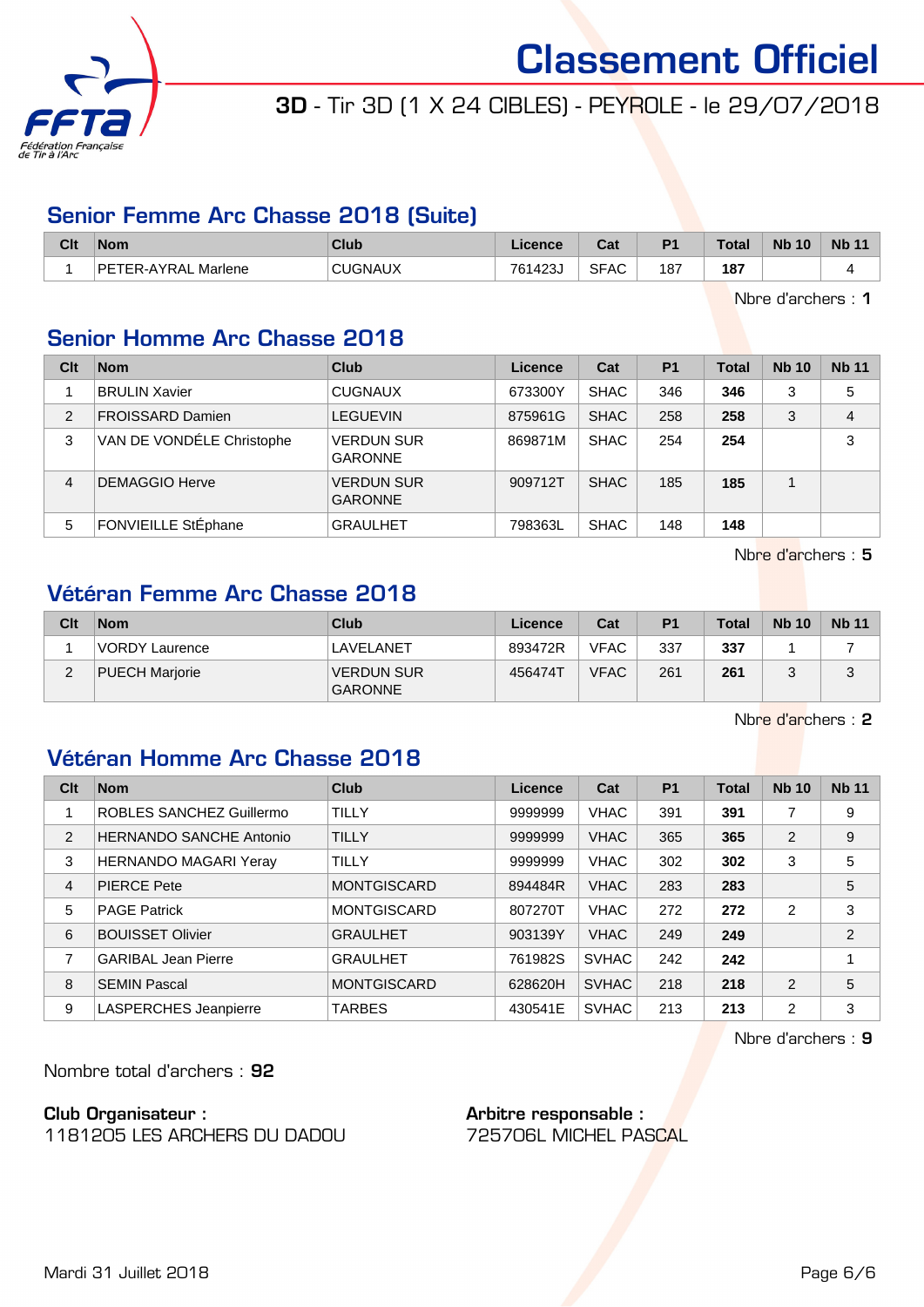# Classement Officiel

**3D** - Tir 3D (1 X 24 CIBLES) - PEYROLE - le 29/07/2018

## Senior Femme Arc Chasse 2018 (Suite)

| Clt | Nom | Club | Licence | Cat | P1 | Total | Nb 10 | Nb 11 |
|---|---|---|---|---|---|---|---|---|
| 1 | PETER-AYRAL Marlene | CUGNAUX | 761423J | SFAC | 187 | **187** | | 4 |

Nbre d'archers : **1**

## Senior Homme Arc Chasse 2018

| Clt | Nom | Club | Licence | Cat | P1 | Total | Nb 10 | Nb 11 |
|---|---|---|---|---|---|---|---|---|
| 1 | BRULIN Xavier | CUGNAUX | 673300Y | SHAC | 346 | **346** | 3 | 5 |
| 2 | FROISSARD Damien | LEGUEVIN | 875961G | SHAC | 258 | **258** | 3 | 4 |
| 3 | VAN DE VONDÉLE Christophe | VERDUN SUR GARONNE | 869871M | SHAC | 254 | **254** | | 3 |
| 4 | DEMAGGIO Herve | VERDUN SUR GARONNE | 909712T | SHAC | 185 | **185** | 1 | |
| 5 | FONVIEILLE StÉphane | GRAULHET | 798363L | SHAC | 148 | **148** | | |

Nbre d'archers : **5**

## Vétéran Femme Arc Chasse 2018

| Clt | Nom | Club | Licence | Cat | P1 | Total | Nb 10 | Nb 11 |
|---|---|---|---|---|---|---|---|---|
| 1 | VORDY Laurence | LAVELANET | 893472R | VFAC | 337 | **337** | 1 | 7 |
| 2 | PUECH Marjorie | VERDUN SUR GARONNE | 456474T | VFAC | 261 | **261** | 3 | 3 |

Nbre d'archers : **2**

## Vétéran Homme Arc Chasse 2018

| Clt | Nom | Club | Licence | Cat | P1 | Total | Nb 10 | Nb 11 |
|---|---|---|---|---|---|---|---|---|
| 1 | ROBLES SANCHEZ Guillermo | TILLY | 9999999 | VHAC | 391 | **391** | 7 | 9 |
| 2 | HERNANDO SANCHE Antonio | TILLY | 9999999 | VHAC | 365 | **365** | 2 | 9 |
| 3 | HERNANDO MAGARI Yeray | TILLY | 9999999 | VHAC | 302 | **302** | 3 | 5 |
| 4 | PIERCE Pete | MONTGISCARD | 894484R | VHAC | 283 | **283** | | 5 |
| 5 | PAGE Patrick | MONTGISCARD | 807270T | VHAC | 272 | **272** | 2 | 3 |
| 6 | BOUISSET Olivier | GRAULHET | 903139Y | VHAC | 249 | **249** | | 2 |
| 7 | GARIBAL Jean Pierre | GRAULHET | 761982S | SVHAC | 242 | **242** | | 1 |
| 8 | SEMIN Pascal | MONTGISCARD | 628620H | SVHAC | 218 | **218** | 2 | 5 |
| 9 | LASPERCHES Jeanpierre | TARBES | 430541E | SVHAC | 213 | **213** | 2 | 3 |

Nbre d'archers : **9**

Nombre total d'archers : **92**

**Club Organisateur :**
1181205 LES ARCHERS DU DADOU

**Arbitre responsable :**
725706L MICHEL PASCAL

Mardi 31 Juillet 2018